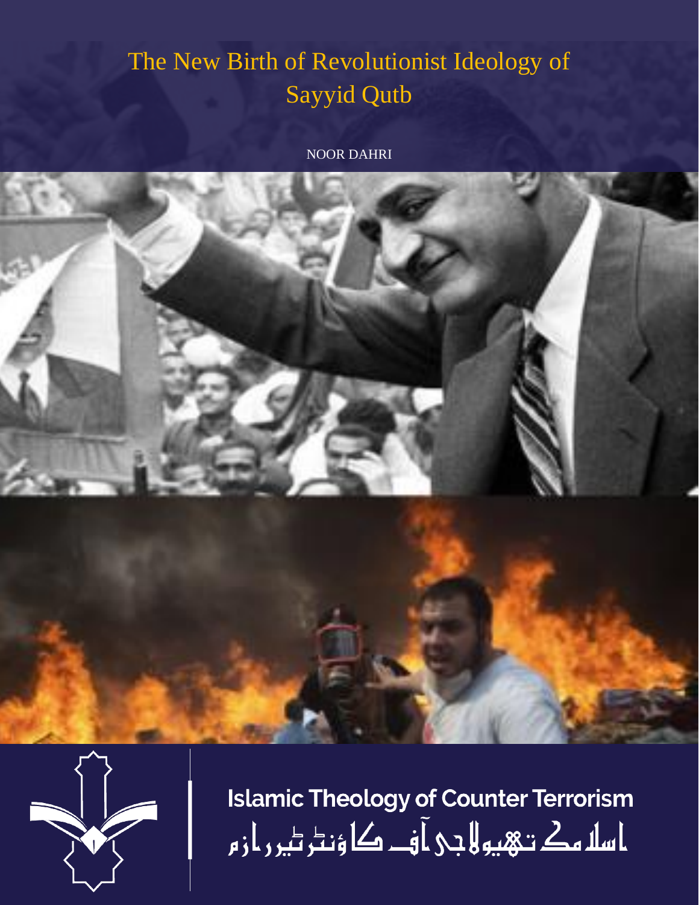# The New Birth of Revolutionist Ideology of Sayyid Qutb

NOOR DAHRI

Islamic Theology of Counter Terrorism

اسلامک تھیولاجی آف کاؤنٹر ٹیررازم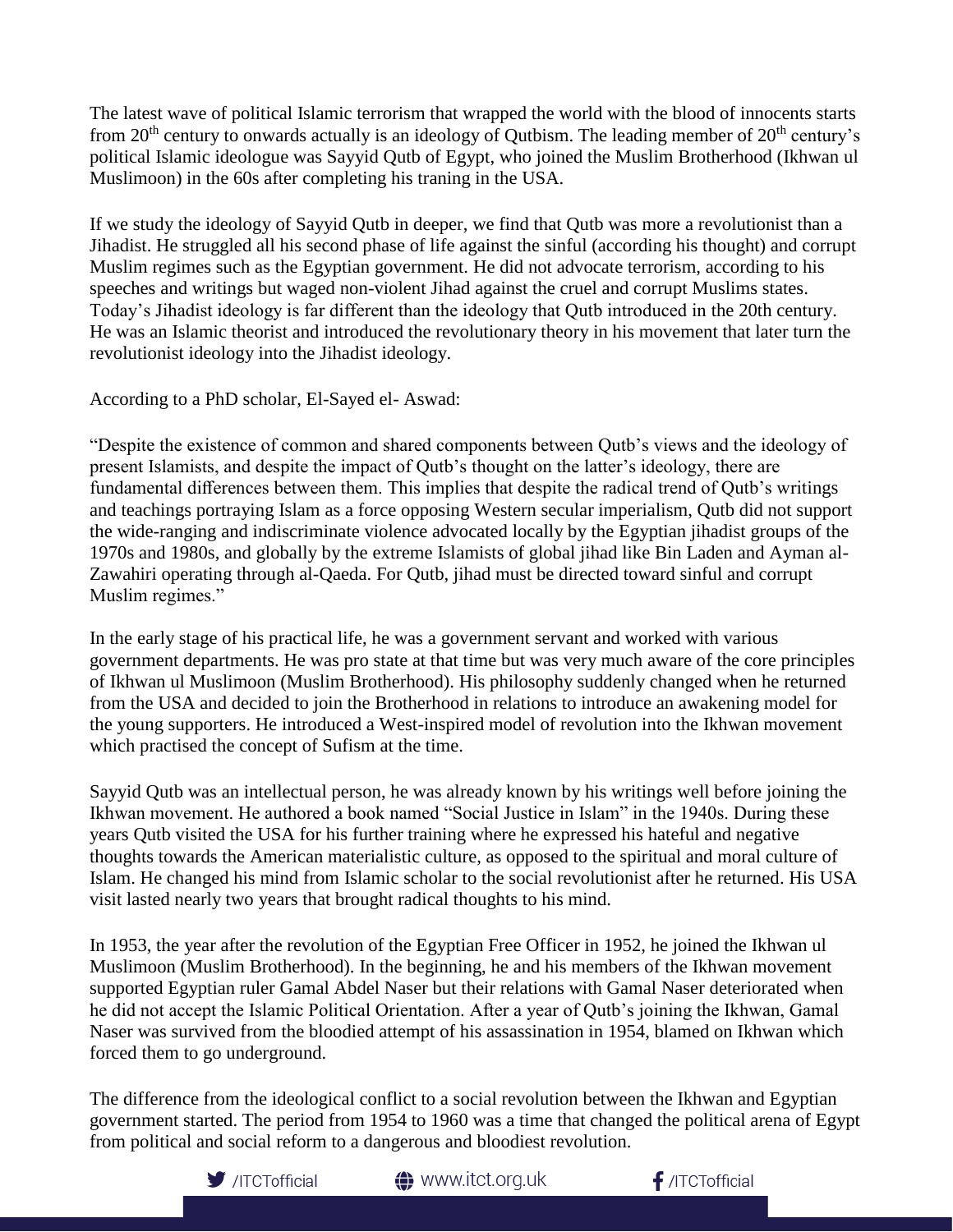The latest wave of political Islamic terrorism that wrapped the world with the blood of innocents starts from 20th century to onwards actually is an ideology of Qutbism. The leading member of 20th century's political Islamic ideologue was Sayyid Qutb of Egypt, who joined the Muslim Brotherhood (Ikhwan ul Muslimoon) in the 60s after completing his traning in the USA.

If we study the ideology of Sayyid Qutb in deeper, we find that Qutb was more a revolutionist than a Jihadist. He struggled all his second phase of life against the sinful (according his thought) and corrupt Muslim regimes such as the Egyptian government. He did not advocate terrorism, according to his speeches and writings but waged non-violent Jihad against the cruel and corrupt Muslims states. Today's Jihadist ideology is far different than the ideology that Qutb introduced in the 20th century. He was an Islamic theorist and introduced the revolutionary theory in his movement that later turn the revolutionist ideology into the Jihadist ideology.

According to a PhD scholar, El-Sayed el- Aswad:

"Despite the existence of common and shared components between Qutb's views and the ideology of present Islamists, and despite the impact of Qutb's thought on the latter's ideology, there are fundamental differences between them. This implies that despite the radical trend of Qutb's writings and teachings portraying Islam as a force opposing Western secular imperialism, Qutb did not support the wide-ranging and indiscriminate violence advocated locally by the Egyptian jihadist groups of the 1970s and 1980s, and globally by the extreme Islamists of global jihad like Bin Laden and Ayman al-Zawahiri operating through al-Qaeda. For Qutb, jihad must be directed toward sinful and corrupt Muslim regimes."

In the early stage of his practical life, he was a government servant and worked with various government departments. He was pro state at that time but was very much aware of the core principles of Ikhwan ul Muslimoon (Muslim Brotherhood). His philosophy suddenly changed when he returned from the USA and decided to join the Brotherhood in relations to introduce an awakening model for the young supporters. He introduced a West-inspired model of revolution into the Ikhwan movement which practised the concept of Sufism at the time.

Sayyid Qutb was an intellectual person, he was already known by his writings well before joining the Ikhwan movement. He authored a book named "Social Justice in Islam" in the 1940s. During these years Qutb visited the USA for his further training where he expressed his hateful and negative thoughts towards the American materialistic culture, as opposed to the spiritual and moral culture of Islam. He changed his mind from Islamic scholar to the social revolutionist after he returned. His USA visit lasted nearly two years that brought radical thoughts to his mind.

In 1953, the year after the revolution of the Egyptian Free Officer in 1952, he joined the Ikhwan ul Muslimoon (Muslim Brotherhood). In the beginning, he and his members of the Ikhwan movement supported Egyptian ruler Gamal Abdel Naser but their relations with Gamal Naser deteriorated when he did not accept the Islamic Political Orientation. After a year of Qutb's joining the Ikhwan, Gamal Naser was survived from the bloodied attempt of his assassination in 1954, blamed on Ikhwan which forced them to go underground.

The difference from the ideological conflict to a social revolution between the Ikhwan and Egyptian government started. The period from 1954 to 1960 was a time that changed the political arena of Egypt from political and social reform to a dangerous and bloodiest revolution.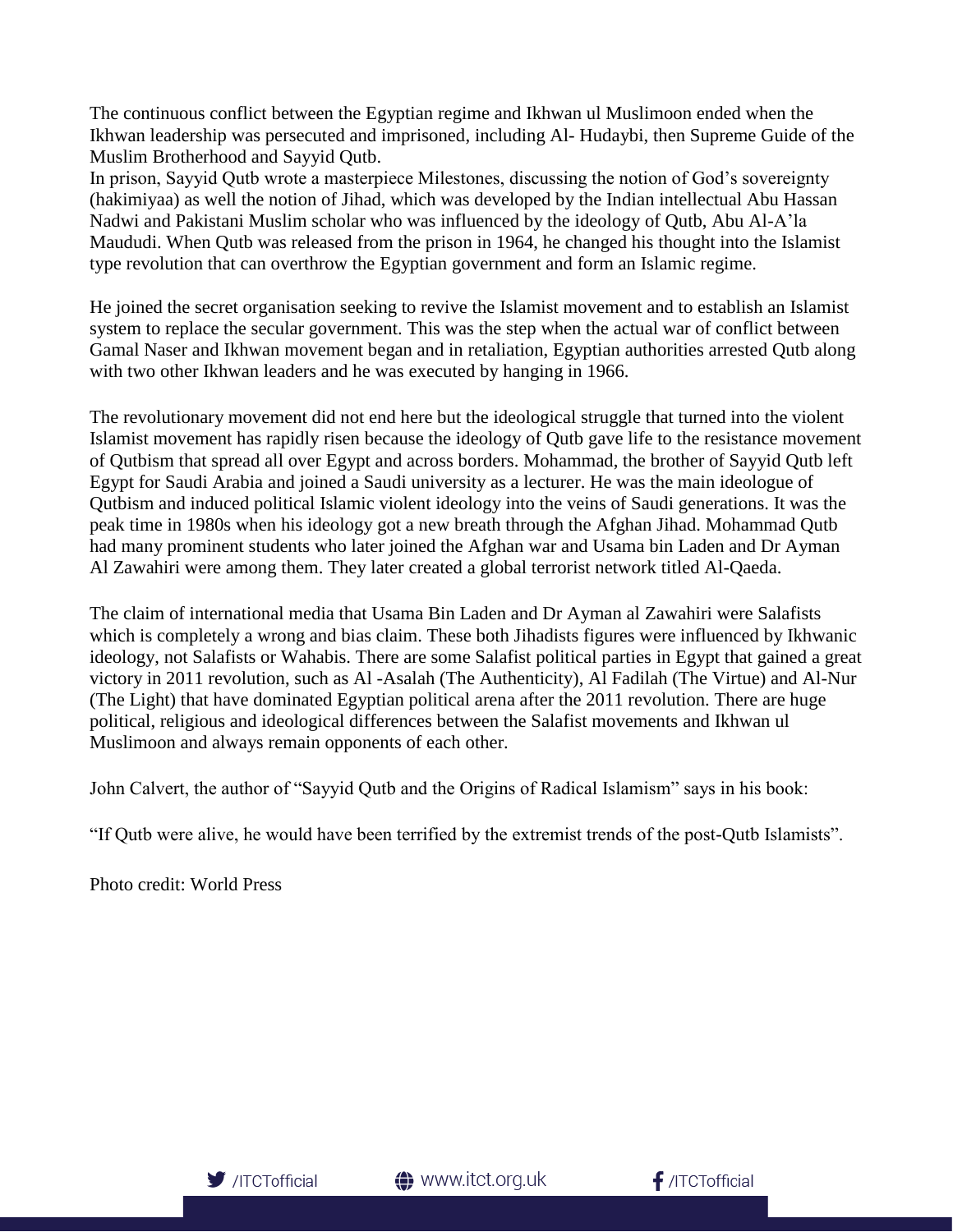The continuous conflict between the Egyptian regime and Ikhwan ul Muslimoon ended when the Ikhwan leadership was persecuted and imprisoned, including Al- Hudaybi, then Supreme Guide of the Muslim Brotherhood and Sayyid Qutb.
In prison, Sayyid Qutb wrote a masterpiece Milestones, discussing the notion of God's sovereignty (hakimiyaa) as well the notion of Jihad, which was developed by the Indian intellectual Abu Hassan Nadwi and Pakistani Muslim scholar who was influenced by the ideology of Qutb, Abu Al-A'la Maududi. When Qutb was released from the prison in 1964, he changed his thought into the Islamist type revolution that can overthrow the Egyptian government and form an Islamic regime.

He joined the secret organisation seeking to revive the Islamist movement and to establish an Islamist system to replace the secular government. This was the step when the actual war of conflict between Gamal Naser and Ikhwan movement began and in retaliation, Egyptian authorities arrested Qutb along with two other Ikhwan leaders and he was executed by hanging in 1966.

The revolutionary movement did not end here but the ideological struggle that turned into the violent Islamist movement has rapidly risen because the ideology of Qutb gave life to the resistance movement of Qutbism that spread all over Egypt and across borders. Mohammad, the brother of Sayyid Qutb left Egypt for Saudi Arabia and joined a Saudi university as a lecturer. He was the main ideologue of Qutbism and induced political Islamic violent ideology into the veins of Saudi generations. It was the peak time in 1980s when his ideology got a new breath through the Afghan Jihad. Mohammad Qutb had many prominent students who later joined the Afghan war and Usama bin Laden and Dr Ayman Al Zawahiri were among them. They later created a global terrorist network titled Al-Qaeda.

The claim of international media that Usama Bin Laden and Dr Ayman al Zawahiri were Salafists which is completely a wrong and bias claim. These both Jihadists figures were influenced by Ikhwanic ideology, not Salafists or Wahabis. There are some Salafist political parties in Egypt that gained a great victory in 2011 revolution, such as Al -Asalah (The Authenticity), Al Fadilah (The Virtue) and Al-Nur (The Light) that have dominated Egyptian political arena after the 2011 revolution. There are huge political, religious and ideological differences between the Salafist movements and Ikhwan ul Muslimoon and always remain opponents of each other.

John Calvert, the author of "Sayyid Qutb and the Origins of Radical Islamism" says in his book:

"If Qutb were alive, he would have been terrified by the extremist trends of the post-Qutb Islamists".

Photo credit: World Press